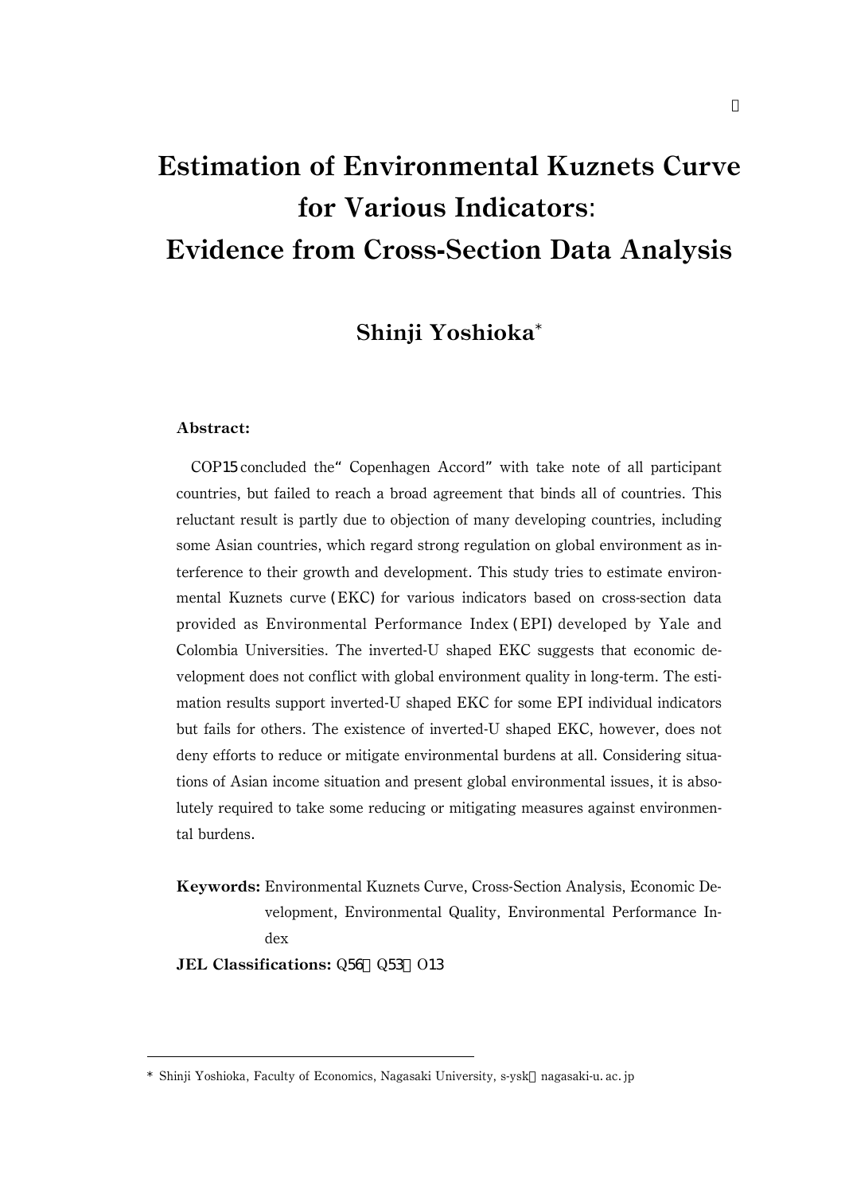# Estimation of Environmental Kuznets Curve for Various Indicators: Evidence from Cross-Section Data Analysis

## Shinji Yoshioka*

**Abstract:**

COP15 concluded the "Copenhagen Accord" with take note of all participant countries, but failed to reach a broad agreement that binds all of countries. This reluctant result is partly due to objection of many developing countries, including some Asian countries, which regard strong regulation on global environment as interference to their growth and development. This study tries to estimate environmental Kuznets curve (EKC) for various indicators based on cross-section data provided as Environmental Performance Index (EPI) developed by Yale and Colombia Universities. The inverted-U shaped EKC suggests that economic development does not conflict with global environment quality in long-term. The estimation results support inverted-U shaped EKC for some EPI individual indicators but fails for others. The existence of inverted-U shaped EKC, however, does not deny efforts to reduce or mitigate environmental burdens at all. Considering situations of Asian income situation and present global environmental issues, it is absolutely required to take some reducing or mitigating measures against environmental burdens.

**Keywords:** Environmental Kuznets Curve, Cross-Section Analysis, Economic Development, Environmental Quality, Environmental Performance Index

**JEL Classifications:** Q56, Q53, O13

---

* Shinji Yoshioka, Faculty of Economics, Nagasaki University, s-ysk@nagasaki-u.ac.jp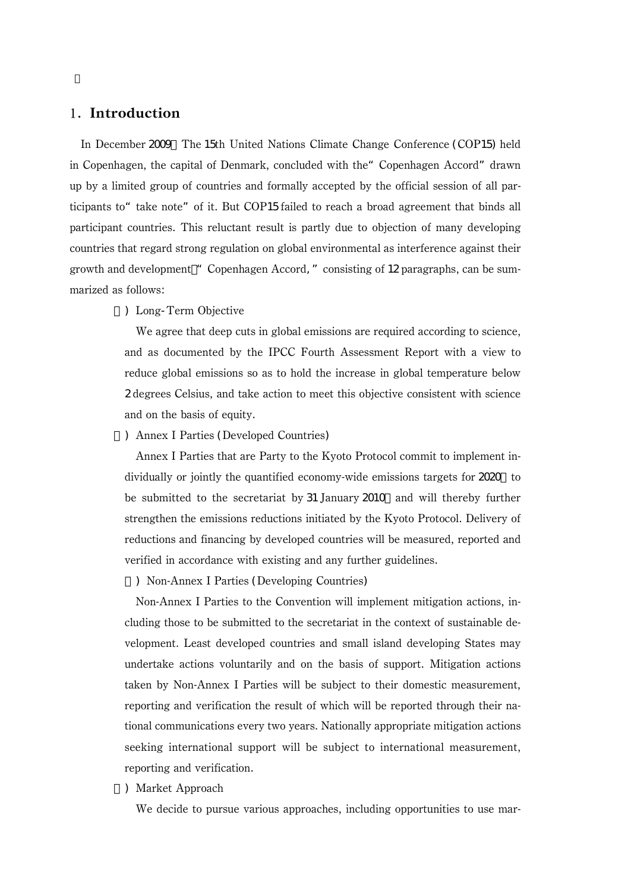## 1. Introduction

In December 2009, The 15th United Nations Climate Change Conference (COP15) held in Copenhagen, the capital of Denmark, concluded with the "Copenhagen Accord" drawn up by a limited group of countries and formally accepted by the official session of all participants to "take note" of it. But COP15 failed to reach a broad agreement that binds all participant countries. This reluctant result is partly due to objection of many developing countries that regard strong regulation on global environmental as interference against their growth and development. "Copenhagen Accord," consisting of 12 paragraphs, can be summarized as follows:

1) Long-Term Objective

We agree that deep cuts in global emissions are required according to science, and as documented by the IPCC Fourth Assessment Report with a view to reduce global emissions so as to hold the increase in global temperature below 2 degrees Celsius, and take action to meet this objective consistent with science and on the basis of equity.

2) Annex I Parties (Developed Countries)

Annex I Parties that are Party to the Kyoto Protocol commit to implement individually or jointly the quantified economy-wide emissions targets for 2020, to be submitted to the secretariat by 31 January 2010, and will thereby further strengthen the emissions reductions initiated by the Kyoto Protocol. Delivery of reductions and financing by developed countries will be measured, reported and verified in accordance with existing and any further guidelines.

3) Non-Annex I Parties (Developing Countries)

Non-Annex I Parties to the Convention will implement mitigation actions, including those to be submitted to the secretariat in the context of sustainable development. Least developed countries and small island developing States may undertake actions voluntarily and on the basis of support. Mitigation actions taken by Non-Annex I Parties will be subject to their domestic measurement, reporting and verification the result of which will be reported through their national communications every two years. Nationally appropriate mitigation actions seeking international support will be subject to international measurement, reporting and verification.

4) Market Approach

We decide to pursue various approaches, including opportunities to use mar-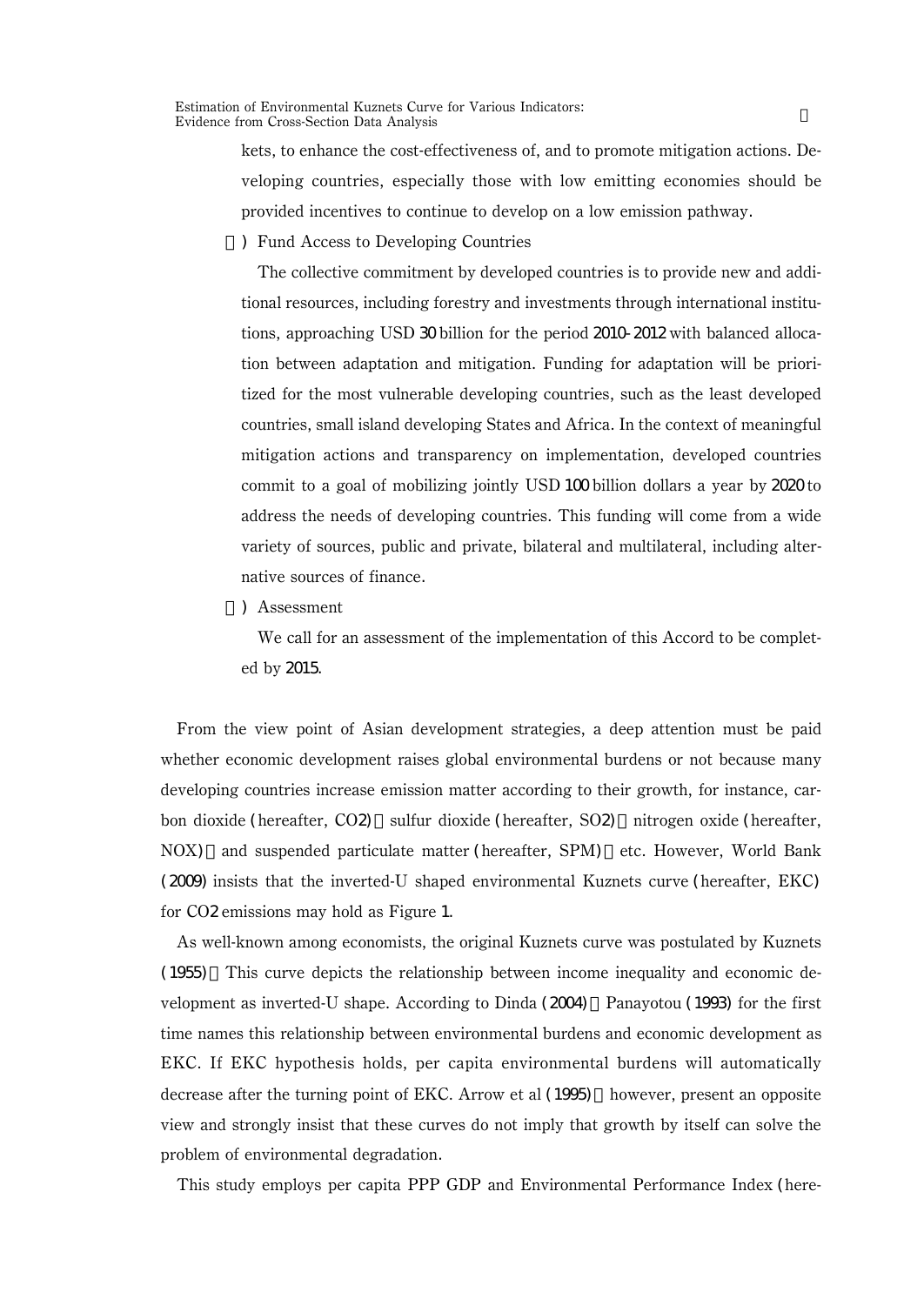kets, to enhance the cost-effectiveness of, and to promote mitigation actions. Developing countries, especially those with low emitting economies should be provided incentives to continue to develop on a low emission pathway.

) Fund Access to Developing Countries

The collective commitment by developed countries is to provide new and additional resources, including forestry and investments through international institutions, approaching USD 30 billion for the period 2010-2012 with balanced allocation between adaptation and mitigation. Funding for adaptation will be prioritized for the most vulnerable developing countries, such as the least developed countries, small island developing States and Africa. In the context of meaningful mitigation actions and transparency on implementation, developed countries commit to a goal of mobilizing jointly USD 100 billion dollars a year by 2020 to address the needs of developing countries. This funding will come from a wide variety of sources, public and private, bilateral and multilateral, including alternative sources of finance.

) Assessment

We call for an assessment of the implementation of this Accord to be completed by 2015.

From the view point of Asian development strategies, a deep attention must be paid whether economic development raises global environmental burdens or not because many developing countries increase emission matter according to their growth, for instance, carbon dioxide (hereafter, $CO_2$), sulfur dioxide (hereafter, $SO_2$), nitrogen oxide (hereafter, NOX), and suspended particulate matter (hereafter, SPM), etc. However, World Bank (2009) insists that the inverted-U shaped environmental Kuznets curve (hereafter, EKC) for $CO_2$ emissions may hold as Figure 1.

As well-known among economists, the original Kuznets curve was postulated by Kuznets (1955). This curve depicts the relationship between income inequality and economic development as inverted-U shape. According to Dinda (2004), Panayotou (1993) for the first time names this relationship between environmental burdens and economic development as EKC. If EKC hypothesis holds, per capita environmental burdens will automatically decrease after the turning point of EKC. Arrow et al (1995), however, present an opposite view and strongly insist that these curves do not imply that growth by itself can solve the problem of environmental degradation.

This study employs per capita PPP GDP and Environmental Performance Index (here-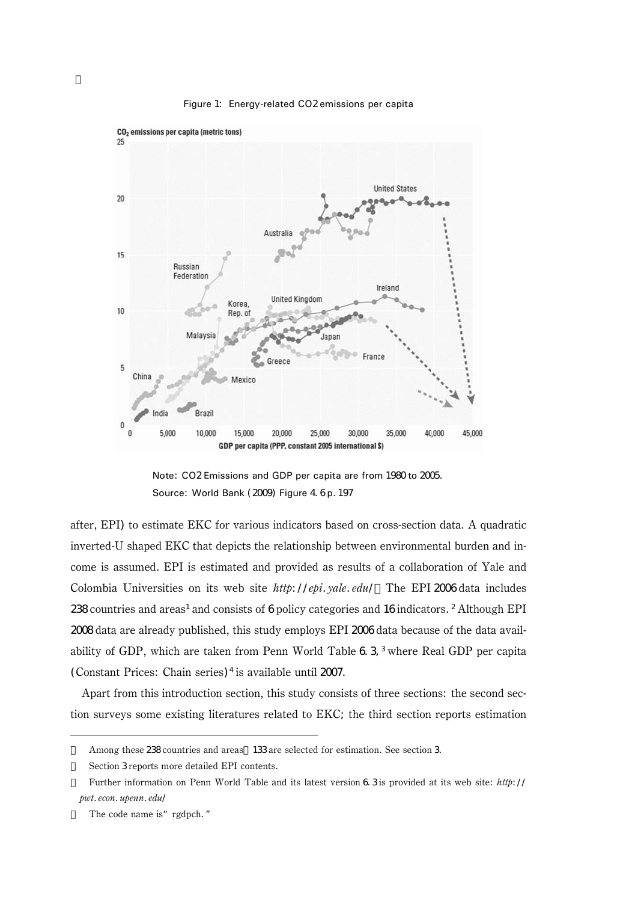Figure 1: Energy-related $CO_2$ emissions per capita

Note: $CO_2$ Emissions and GDP per capita are from 1980 to 2005.
Source: World Bank (2009) Figure 4.6 p. 197

after, EPI) to estimate EKC for various indicators based on cross-section data. A quadratic inverted-U shaped EKC that depicts the relationship between environmental burden and income is assumed. EPI is estimated and provided as results of a collaboration of Yale and Colombia Universities on its web site *http://epi.yale.edu/*. The EPI 2006 data includes 238 countries and areas[1] and consists of 6 policy categories and 16 indicators.[2] Although EPI 2008 data are already published, this study employs EPI 2006 data because of the data availability of GDP, which are taken from Penn World Table 6.3,[3] where Real GDP per capita (Constant Prices: Chain series)[4] is available until 2007.

Apart from this introduction section, this study consists of three sections: the second section surveys some existing literatures related to EKC; the third section reports estimation

---

[1] Among these 238 countries and areas, 133 are selected for estimation. See section 3.

[2] Section 3 reports more detailed EPI contents.

[3] Further information on Penn World Table and its latest version 6.3 is provided at its web site: *http://pwt.econ.upenn.edu/*

[4] The code name is "rgdpch."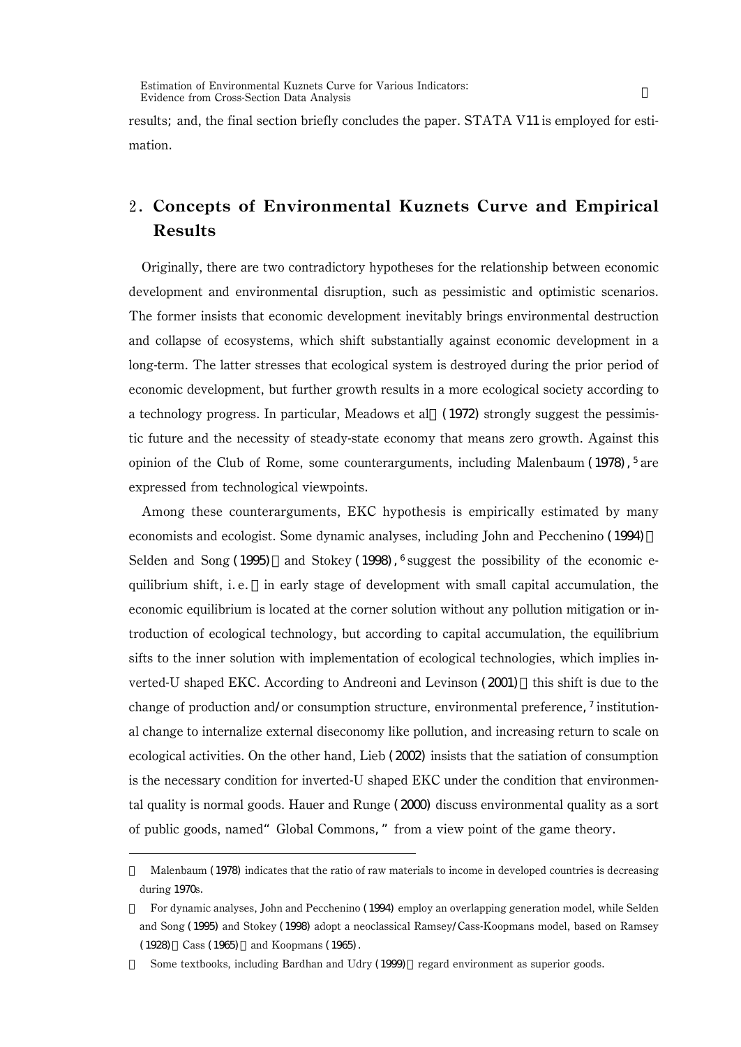results; and, the final section briefly concludes the paper. STATA V11 is employed for estimation.

## 2. Concepts of Environmental Kuznets Curve and Empirical Results

Originally, there are two contradictory hypotheses for the relationship between economic development and environmental disruption, such as pessimistic and optimistic scenarios. The former insists that economic development inevitably brings environmental destruction and collapse of ecosystems, which shift substantially against economic development in a long-term. The latter stresses that ecological system is destroyed during the prior period of economic development, but further growth results in a more ecological society according to a technology progress. In particular, Meadows et al. (1972) strongly suggest the pessimistic future and the necessity of steady-state economy that means zero growth. Against this opinion of the Club of Rome, some counterarguments, including Malenbaum (1978),[5] are expressed from technological viewpoints.

Among these counterarguments, EKC hypothesis is empirically estimated by many economists and ecologist. Some dynamic analyses, including John and Pecchenino (1994), Selden and Song (1995), and Stokey (1998),[6] suggest the possibility of the economic equilibrium shift, i.e., in early stage of development with small capital accumulation, the economic equilibrium is located at the corner solution without any pollution mitigation or introduction of ecological technology, but according to capital accumulation, the equilibrium sifts to the inner solution with implementation of ecological technologies, which implies inverted-U shaped EKC. According to Andreoni and Levinson (2001), this shift is due to the change of production and/or consumption structure, environmental preference,[7] institutional change to internalize external diseconomy like pollution, and increasing return to scale on ecological activities. On the other hand, Lieb (2002) insists that the satiation of consumption is the necessary condition for inverted-U shaped EKC under the condition that environmental quality is normal goods. Hauer and Runge (2000) discuss environmental quality as a sort of public goods, named "Global Commons," from a view point of the game theory.

---

[5] Malenbaum (1978) indicates that the ratio of raw materials to income in developed countries is decreasing during 1970s.

[6] For dynamic analyses, John and Pecchenino (1994) employ an overlapping generation model, while Selden and Song (1995) and Stokey (1998) adopt a neoclassical Ramsey/Cass-Koopmans model, based on Ramsey (1928), Cass (1965), and Koopmans (1965).

[7] Some textbooks, including Bardhan and Udry (1999), regard environment as superior goods.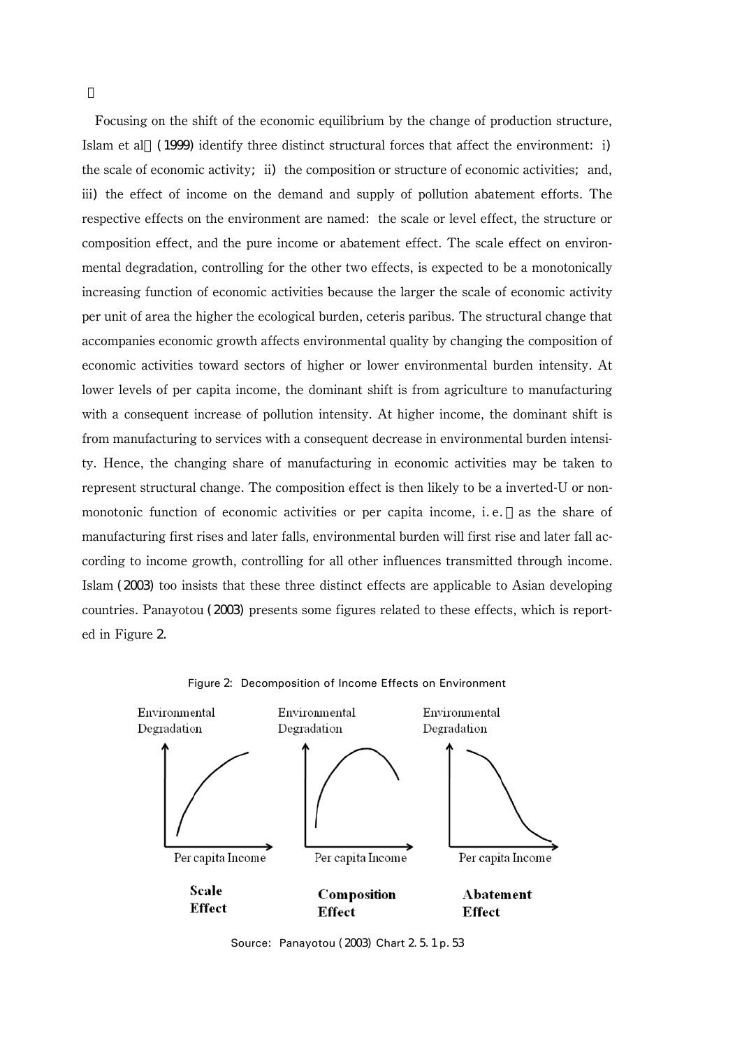Focusing on the shift of the economic equilibrium by the change of production structure, Islam et al.(1999) identify three distinct structural forces that affect the environment: i) the scale of economic activity; ii) the composition or structure of economic activities; and, iii) the effect of income on the demand and supply of pollution abatement efforts. The respective effects on the environment are named: the scale or level effect, the structure or composition effect, and the pure income or abatement effect. The scale effect on environmental degradation, controlling for the other two effects, is expected to be a monotonically increasing function of economic activities because the larger the scale of economic activity per unit of area the higher the ecological burden, ceteris paribus. The structural change that accompanies economic growth affects environmental quality by changing the composition of economic activities toward sectors of higher or lower environmental burden intensity. At lower levels of per capita income, the dominant shift is from agriculture to manufacturing with a consequent increase of pollution intensity. At higher income, the dominant shift is from manufacturing to services with a consequent decrease in environmental burden intensity. Hence, the changing share of manufacturing in economic activities may be taken to represent structural change. The composition effect is then likely to be a inverted-U or non-monotonic function of economic activities or per capita income, i.e., as the share of manufacturing first rises and later falls, environmental burden will first rise and later fall according to income growth, controlling for all other influences transmitted through income. Islam (2003) too insists that these three distinct effects are applicable to Asian developing countries. Panayotou (2003) presents some figures related to these effects, which is reported in Figure 2.

Figure 2: Decomposition of Income Effects on Environment

Source: Panayotou (2003) Chart 2.5.1 p. 53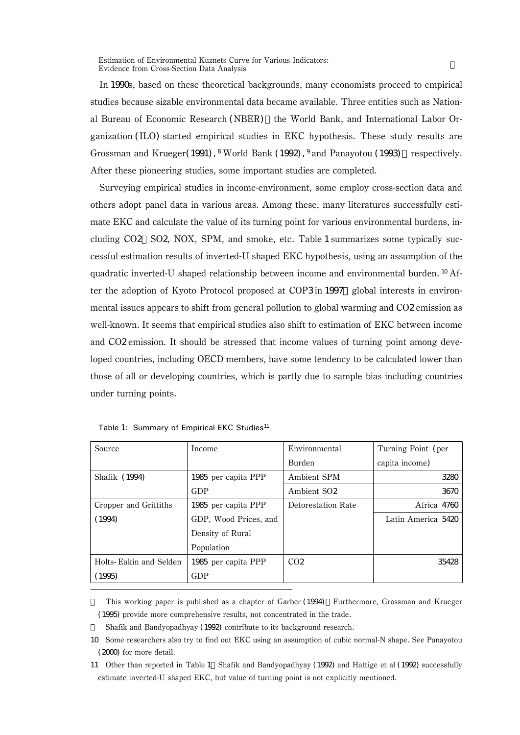In 1990s, based on these theoretical backgrounds, many economists proceed to empirical studies because sizable environmental data became available. Three entities such as National Bureau of Economic Research (NBER), the World Bank, and International Labor Organization (ILO) started empirical studies in EKC hypothesis. These study results are Grossman and Krueger(1991),[8] World Bank (1992),[9] and Panayotou (1993), respectively. After these pioneering studies, some important studies are completed.

Surveying empirical studies in income-environment, some employ cross-section data and others adopt panel data in various areas. Among these, many literatures successfully estimate EKC and calculate the value of its turning point for various environmental burdens, including $CO_2$, $SO_2$, NOX, SPM, and smoke, etc. Table 1 summarizes some typically successful estimation results of inverted-U shaped EKC hypothesis, using an assumption of the quadratic inverted-U shaped relationship between income and environmental burden.[10] After the adoption of Kyoto Protocol proposed at COP3 in 1997, global interests in environmental issues appears to shift from general pollution to global warming and $CO_2$ emission as well-known. It seems that empirical studies also shift to estimation of EKC between income and $CO_2$ emission. It should be stressed that income values of turning point among developed countries, including OECD members, have some tendency to be calculated lower than those of all or developing countries, which is partly due to sample bias including countries under turning points.

Table 1: Summary of Empirical EKC Studies[11]

| Source | Income | Environmental Burden | Turning Point (per capita income) |
|---|---|---|---|
| Shafik (1994) | 1985 per capita PPP GDP | Ambient SPM | 3280 |
| | | Ambient $SO_2$ | 3670 |
| Cropper and Griffiths (1994) | 1985 per capita PPP GDP, Wood Prices, and Density of Rural Population | Deforestation Rate | Africa 4760 |
| | | | Latin America 5420 |
| Holts-Eakin and Selden (1995) | 1985 per capita PPP GDP | $CO_2$ | 35428 |

8 This working paper is published as a chapter of Garber (1994). Furthermore, Grossman and Krueger (1995) provide more comprehensive results, not concentrated in the trade.

9 Shafik and Bandyopadhyay (1992) contribute to its background research.

10 Some researchers also try to find out EKC using an assumption of cubic normal-N shape. See Panayotou (2000) for more detail.

11 Other than reported in Table 1, Shafik and Bandyopadhyay (1992) and Hattige et al (1992) successfully estimate inverted-U shaped EKC, but value of turning point is not explicitly mentioned.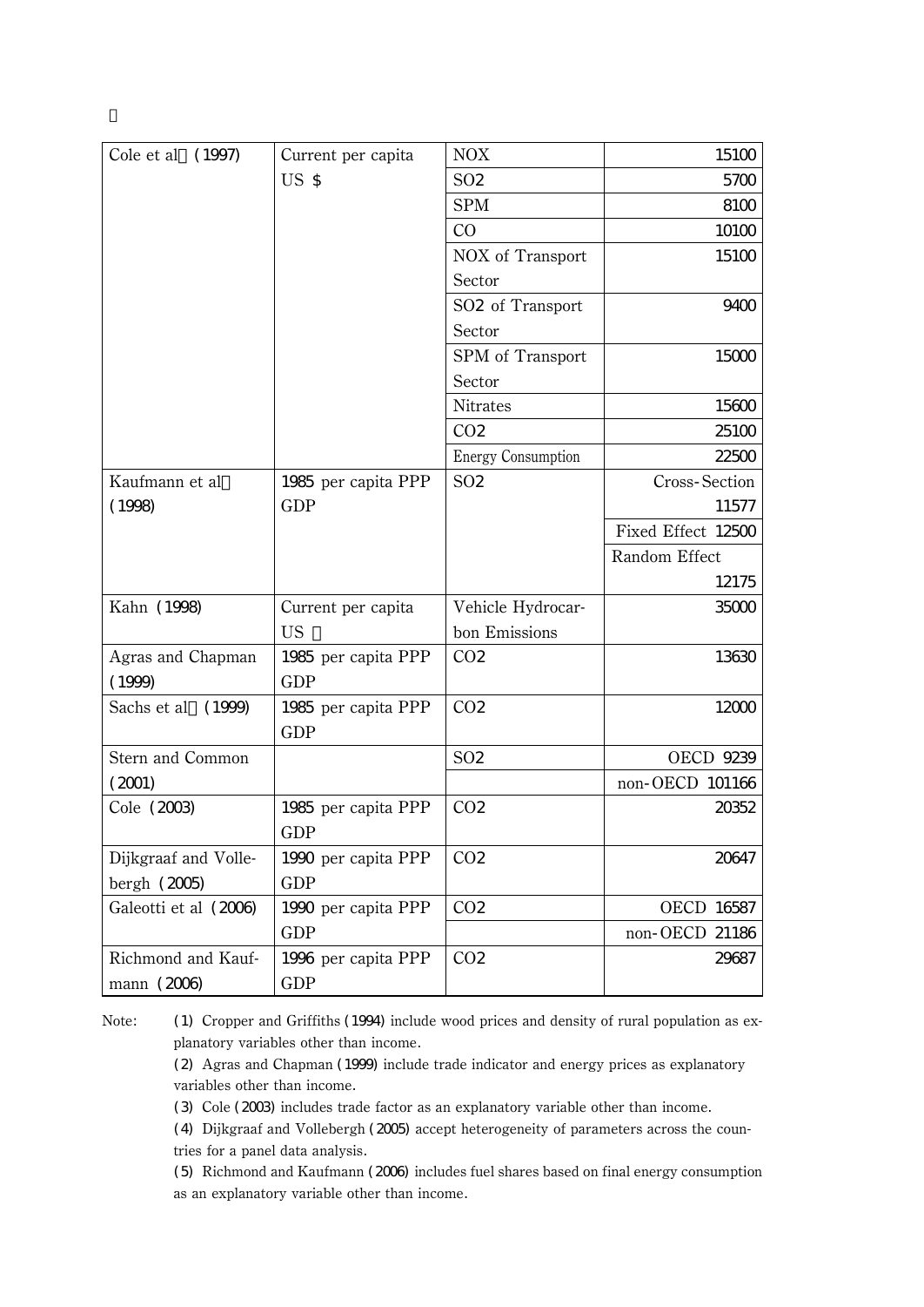| | | | |
|---|---|---|---|
| Cole et al (1997) | Current per capita US $ | NOX | 15100 |
| | | $SO_2$ | 5700 |
| | | SPM | 8100 |
| | | CO | 10100 |
| | | NOX of Transport Sector | 15100 |
| | | $SO_2$ of Transport Sector | 9400 |
| | | SPM of Transport Sector | 15000 |
| | | Nitrates | 15600 |
| | | $CO_2$ | 25100 |
| | | Energy Consumption | 22500 |
| Kaufmann et al (1998) | 1985 per capita PPP GDP | $SO_2$ | Cross-Section 11577 |
| | | | Fixed Effect 12500 |
| | | | Random Effect 12175 |
| Kahn (1998) | Current per capita US | Vehicle Hydrocarbon Emissions | 35000 |
| Agras and Chapman (1999) | 1985 per capita PPP GDP | $CO_2$ | 13630 |
| Sachs et al (1999) | 1985 per capita PPP GDP | $CO_2$ | 12000 |
| Stern and Common (2001) | | $SO_2$ | OECD 9239 |
| | | | non-OECD 101166 |
| Cole (2003) | 1985 per capita PPP GDP | $CO_2$ | 20352 |
| Dijkgraaf and Vollebergh (2005) | 1990 per capita PPP GDP | $CO_2$ | 20647 |
| Galeotti et al (2006) | 1990 per capita PPP GDP | $CO_2$ | OECD 16587 |
| | | | non-OECD 21186 |
| Richmond and Kaufmann (2006) | 1996 per capita PPP GDP | $CO_2$ | 29687 |

Note: (1) Cropper and Griffiths (1994) include wood prices and density of rural population as explanatory variables other than income.

(2) Agras and Chapman (1999) include trade indicator and energy prices as explanatory variables other than income.

(3) Cole (2003) includes trade factor as an explanatory variable other than income.

(4) Dijkgraaf and Vollebergh (2005) accept heterogeneity of parameters across the countries for a panel data analysis.

(5) Richmond and Kaufmann (2006) includes fuel shares based on final energy consumption as an explanatory variable other than income.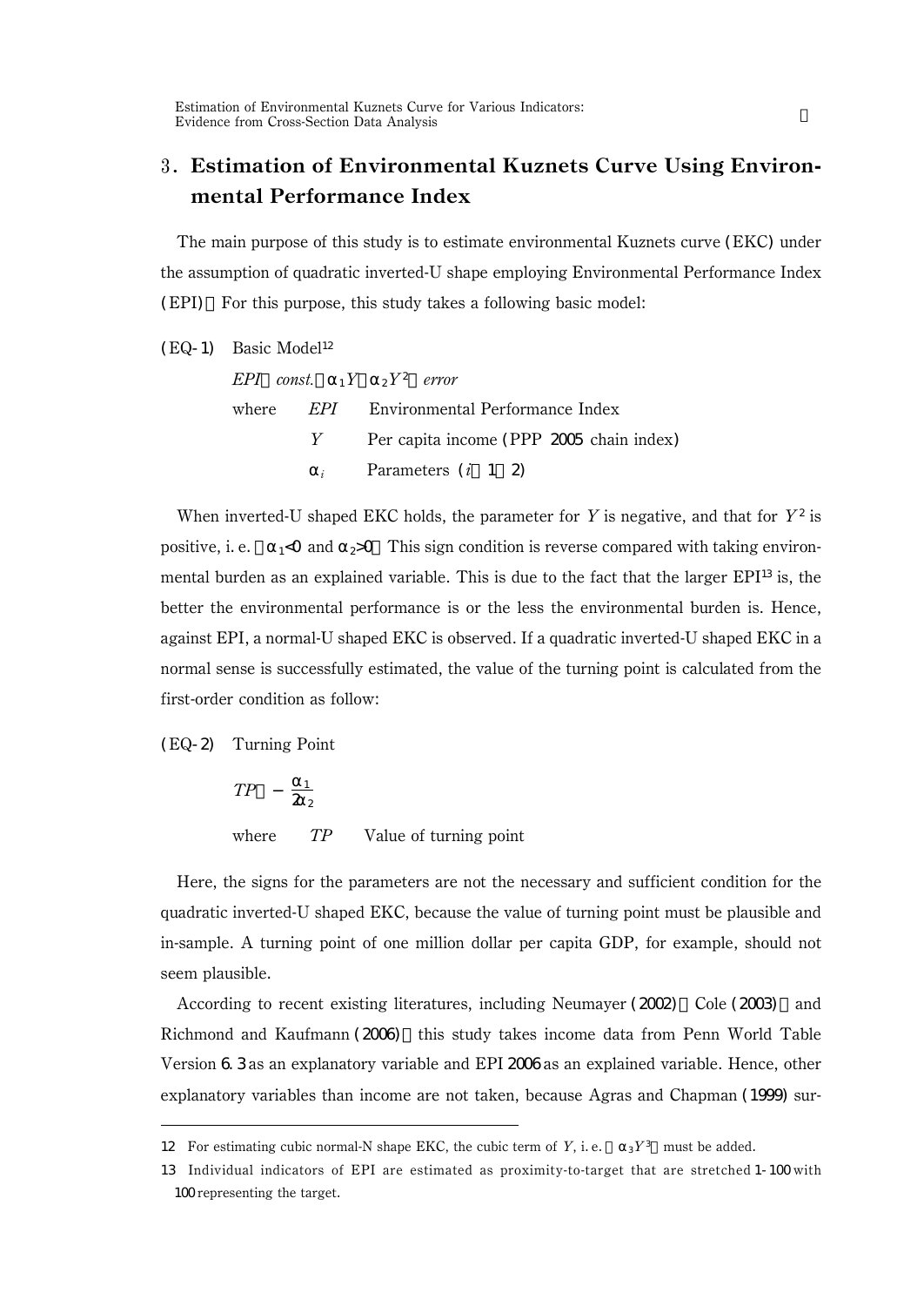## 3. Estimation of Environmental Kuznets Curve Using Environmental Performance Index

The main purpose of this study is to estimate environmental Kuznets curve (EKC) under the assumption of quadratic inverted-U shape employing Environmental Performance Index (EPI). For this purpose, this study takes a following basic model:

(EQ-1) Basic Model[12]

$$EPI = const. + \alpha_1 Y + \alpha_2 Y^2 + error$$

where $EPI$: Environmental Performance Index

$Y$: Per capita income (PPP 2005 chain index)

$\alpha_i$: Parameters ($i = 1, 2$)

When inverted-U shaped EKC holds, the parameter for $Y$ is negative, and that for $Y^2$ is positive, i.e. $\alpha_1 < 0$ and $\alpha_2 > 0$. This sign condition is reverse compared with taking environmental burden as an explained variable. This is due to the fact that the larger EPI[13] is, the better the environmental performance is or the less the environmental burden is. Hence, against EPI, a normal-U shaped EKC is observed. If a quadratic inverted-U shaped EKC in a normal sense is successfully estimated, the value of the turning point is calculated from the first-order condition as follow:

(EQ-2) Turning Point

$$TP = -\frac{\alpha_1}{2\alpha_2}$$

where $TP$: Value of turning point

Here, the signs for the parameters are not the necessary and sufficient condition for the quadratic inverted-U shaped EKC, because the value of turning point must be plausible and in-sample. A turning point of one million dollar per capita GDP, for example, should not seem plausible.

According to recent existing literatures, including Neumayer (2002), Cole (2003), and Richmond and Kaufmann (2006), this study takes income data from Penn World Table Version 6.3 as an explanatory variable and EPI 2006 as an explained variable. Hence, other explanatory variables than income are not taken, because Agras and Chapman (1999) sur-

---

12 For estimating cubic normal-N shape EKC, the cubic term of $Y$, i.e. $\alpha_3 Y^3$, must be added.

13 Individual indicators of EPI are estimated as proximity-to-target that are stretched 1-100 with 100 representing the target.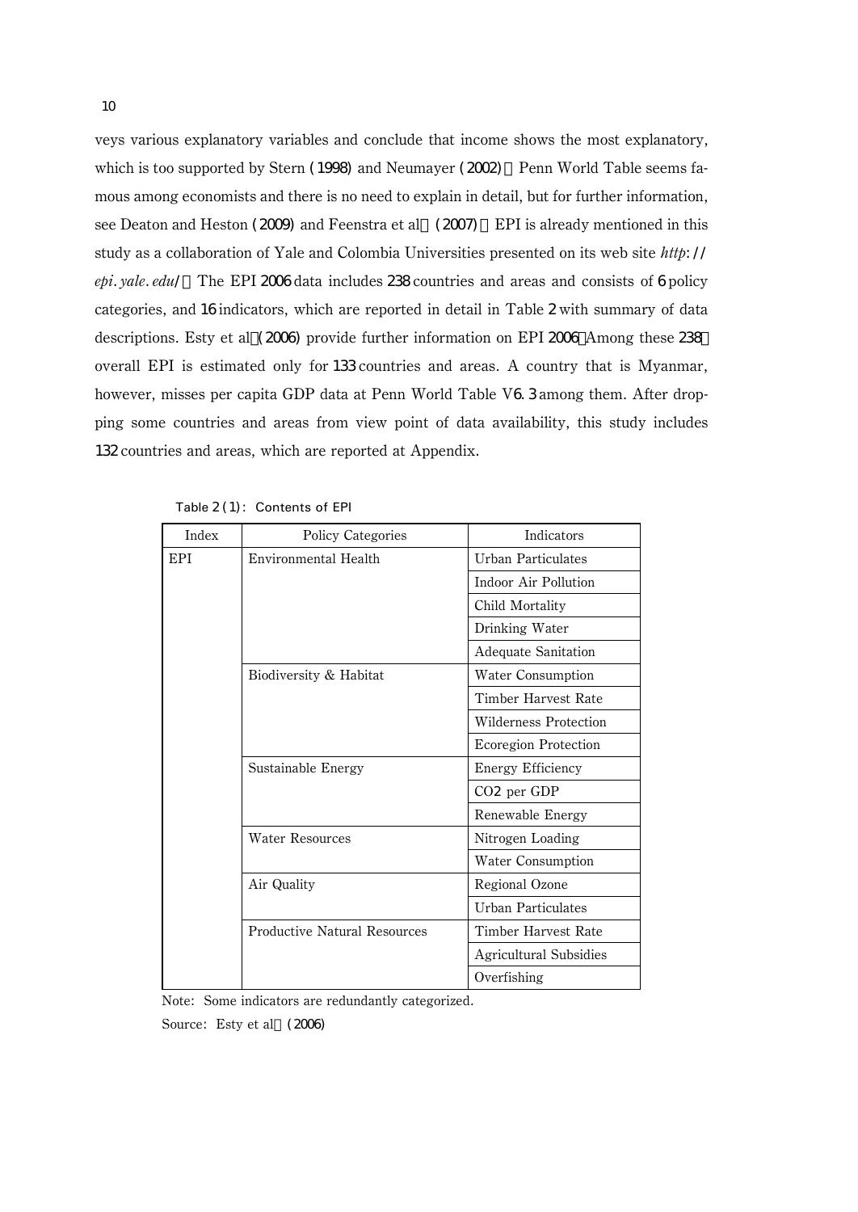veys various explanatory variables and conclude that income shows the most explanatory, which is too supported by Stern (1998) and Neumayer (2002). Penn World Table seems famous among economists and there is no need to explain in detail, but for further information, see Deaton and Heston (2009) and Feenstra et al. (2007). EPI is already mentioned in this study as a collaboration of Yale and Colombia Universities presented on its web site *http://epi.yale.edu/*. The EPI 2006 data includes 238 countries and areas and consists of 6 policy categories, and 16 indicators, which are reported in detail in Table 2 with summary of data descriptions. Esty et al. (2006) provide further information on EPI 2006. Among these 238, overall EPI is estimated only for 133 countries and areas. A country that is Myanmar, however, misses per capita GDP data at Penn World Table V6.3 among them. After dropping some countries and areas from view point of data availability, this study includes 132 countries and areas, which are reported at Appendix.

Table 2(1): Contents of EPI

| Index | Policy Categories | Indicators |
|---|---|---|
| EPI | Environmental Health | Urban Particulates |
| | | Indoor Air Pollution |
| | | Child Mortality |
| | | Drinking Water |
| | | Adequate Sanitation |
| | Biodiversity & Habitat | Water Consumption |
| | | Timber Harvest Rate |
| | | Wilderness Protection |
| | | Ecoregion Protection |
| | Sustainable Energy | Energy Efficiency |
| | | $CO_2$ per GDP |
| | | Renewable Energy |
| | Water Resources | Nitrogen Loading |
| | | Water Consumption |
| | Air Quality | Regional Ozone |
| | | Urban Particulates |
| | Productive Natural Resources | Timber Harvest Rate |
| | | Agricultural Subsidies |
| | | Overfishing |

Note: Some indicators are redundantly categorized.

Source: Esty et al. (2006)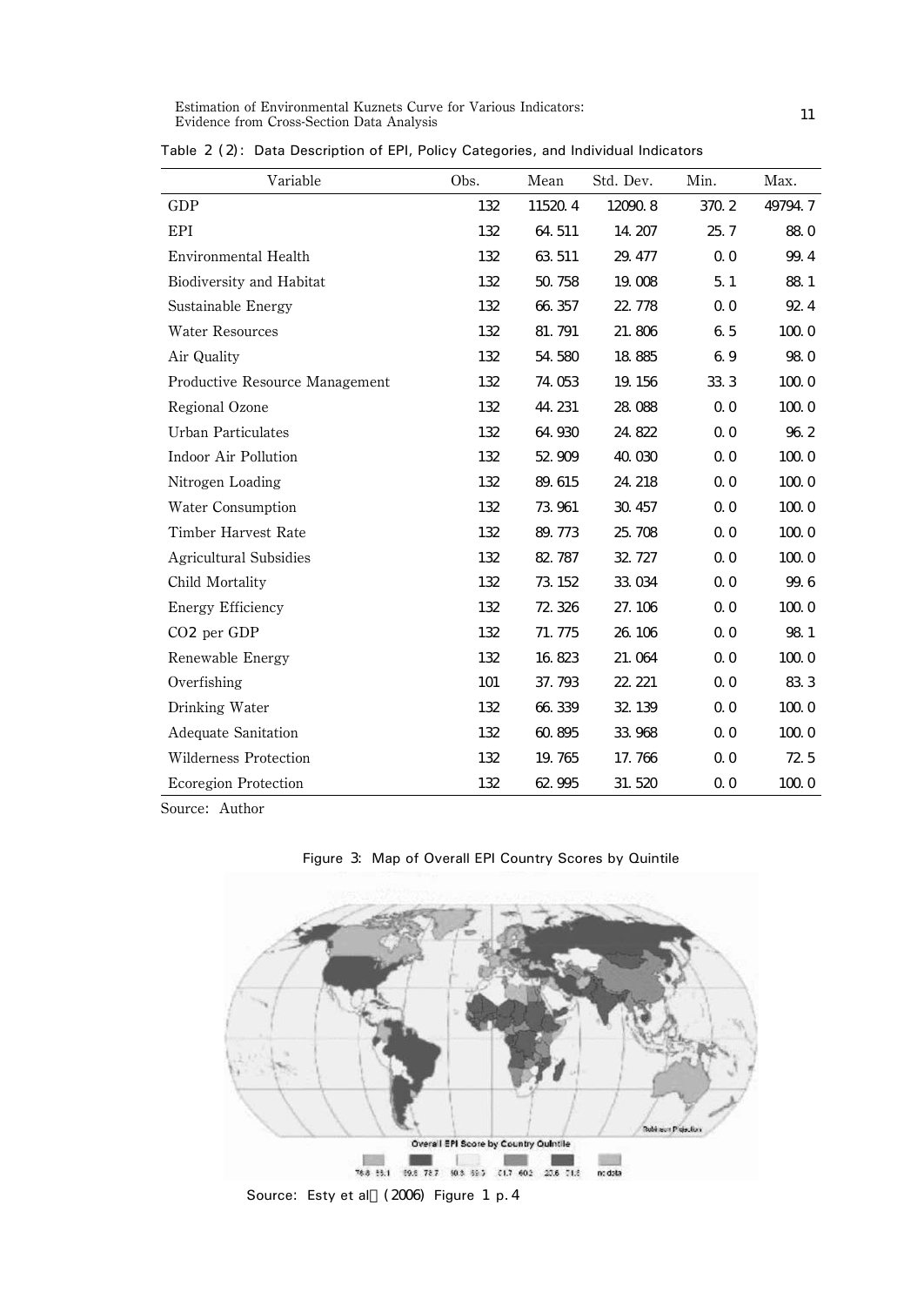Table 2 (2): Data Description of EPI, Policy Categories, and Individual Indicators

| Variable | Obs. | Mean | Std. Dev. | Min. | Max. |
|---|---|---|---|---|---|
| GDP | 132 | 11520.4 | 12090.8 | 370.2 | 49794.7 |
| EPI | 132 | 64.511 | 14.207 | 25.7 | 88.0 |
| Environmental Health | 132 | 63.511 | 29.477 | 0.0 | 99.4 |
| Biodiversity and Habitat | 132 | 50.758 | 19.008 | 5.1 | 88.1 |
| Sustainable Energy | 132 | 66.357 | 22.778 | 0.0 | 92.4 |
| Water Resources | 132 | 81.791 | 21.806 | 6.5 | 100.0 |
| Air Quality | 132 | 54.580 | 18.885 | 6.9 | 98.0 |
| Productive Resource Management | 132 | 74.053 | 19.156 | 33.3 | 100.0 |
| Regional Ozone | 132 | 44.231 | 28.088 | 0.0 | 100.0 |
| Urban Particulates | 132 | 64.930 | 24.822 | 0.0 | 96.2 |
| Indoor Air Pollution | 132 | 52.909 | 40.030 | 0.0 | 100.0 |
| Nitrogen Loading | 132 | 89.615 | 24.218 | 0.0 | 100.0 |
| Water Consumption | 132 | 73.961 | 30.457 | 0.0 | 100.0 |
| Timber Harvest Rate | 132 | 89.773 | 25.708 | 0.0 | 100.0 |
| Agricultural Subsidies | 132 | 82.787 | 32.727 | 0.0 | 100.0 |
| Child Mortality | 132 | 73.152 | 33.034 | 0.0 | 99.6 |
| Energy Efficiency | 132 | 72.326 | 27.106 | 0.0 | 100.0 |
| CO2 per GDP | 132 | 71.775 | 26.106 | 0.0 | 98.1 |
| Renewable Energy | 132 | 16.823 | 21.064 | 0.0 | 100.0 |
| Overfishing | 101 | 37.793 | 22.221 | 0.0 | 83.3 |
| Drinking Water | 132 | 66.339 | 32.139 | 0.0 | 100.0 |
| Adequate Sanitation | 132 | 60.895 | 33.968 | 0.0 | 100.0 |
| Wilderness Protection | 132 | 19.765 | 17.766 | 0.0 | 72.5 |
| Ecoregion Protection | 132 | 62.995 | 31.520 | 0.0 | 100.0 |

Source: Author

Figure 3: Map of Overall EPI Country Scores by Quintile

Source: Esty et al. (2006) Figure 1 p.4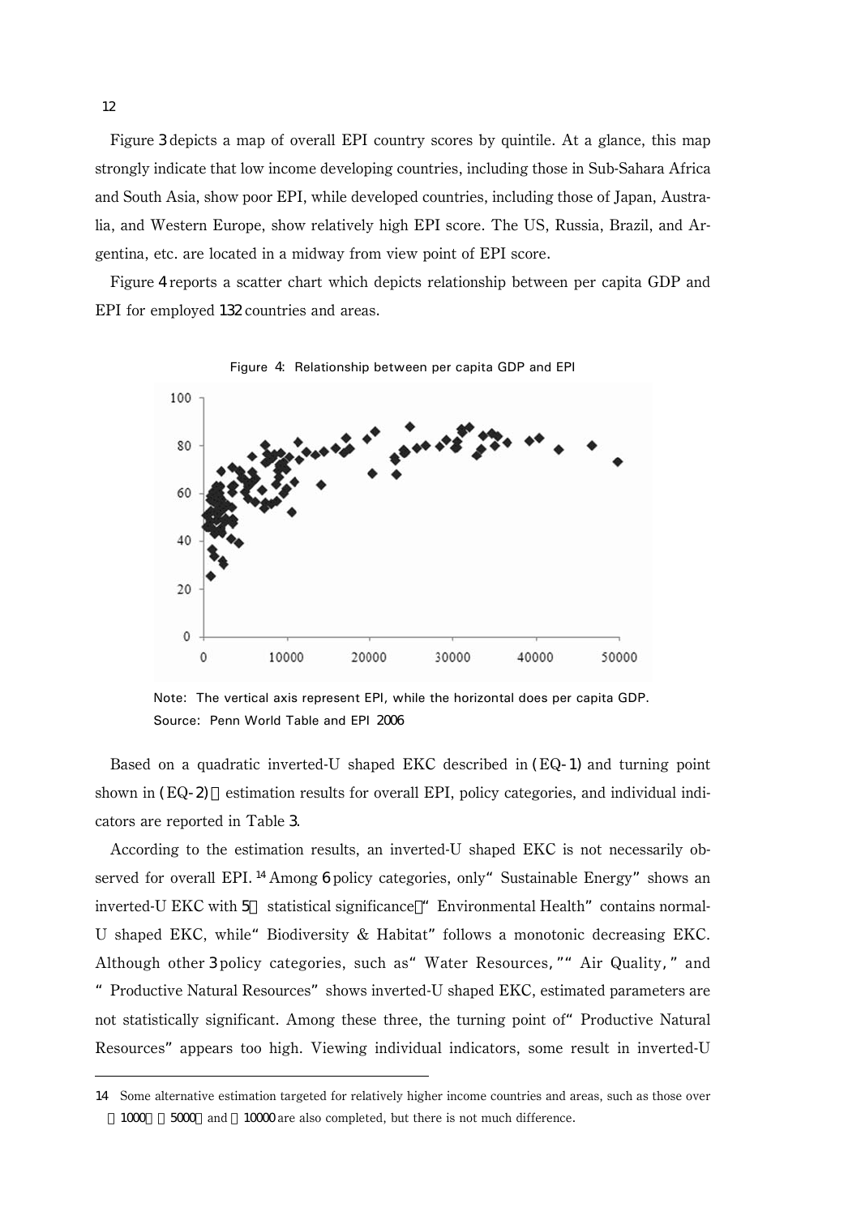Figure 3 depicts a map of overall EPI country scores by quintile. At a glance, this map strongly indicate that low income developing countries, including those in Sub-Sahara Africa and South Asia, show poor EPI, while developed countries, including those of Japan, Australia, and Western Europe, show relatively high EPI score. The US, Russia, Brazil, and Argentina, etc. are located in a midway from view point of EPI score.

Figure 4 reports a scatter chart which depicts relationship between per capita GDP and EPI for employed 132 countries and areas.

Figure 4: Relationship between per capita GDP and EPI

Note: The vertical axis represent EPI, while the horizontal does per capita GDP.
Source: Penn World Table and EPI 2006

Based on a quadratic inverted-U shaped EKC described in (EQ-1) and turning point shown in (EQ-2), estimation results for overall EPI, policy categories, and individual indicators are reported in Table 3.

According to the estimation results, an inverted-U shaped EKC is not necessarily observed for overall EPI.[14] Among 6 policy categories, only "Sustainable Energy" shows an inverted-U EKC with 5% statistical significance. "Environmental Health" contains normal-U shaped EKC, while "Biodiversity & Habitat" follows a monotonic decreasing EKC. Although other 3 policy categories, such as "Water Resources," "Air Quality," and "Productive Natural Resources" shows inverted-U shaped EKC, estimated parameters are not statistically significant. Among these three, the turning point of "Productive Natural Resources" appears too high. Viewing individual indicators, some result in inverted-U

14 Some alternative estimation targeted for relatively higher income countries and areas, such as those over $1000, $5000, and $10000 are also completed, but there is not much difference.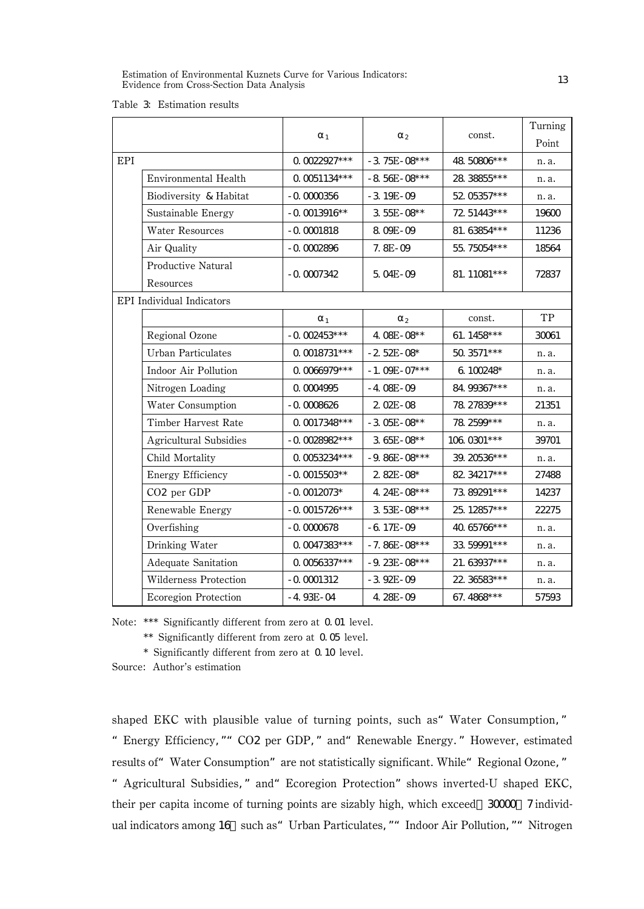Table 3: Estimation results

| | | $\alpha_1$ | $\alpha_2$ | const. | Turning Point |
|---|---|---|---|---|---|
| EPI | | 0.0022927*** | -3.75E-08*** | 48.50806*** | n.a. |
| | Environmental Health | 0.0051134*** | -8.56E-08*** | 28.38855*** | n.a. |
| | Biodiversity & Habitat | -0.0000356 | -3.19E-09 | 52.05357*** | n.a. |
| | Sustainable Energy | -0.0013916** | 3.55E-08** | 72.51443*** | 19600 |
| | Water Resources | -0.0001818 | 8.09E-09 | 81.63854*** | 11236 |
| | Air Quality | -0.0002896 | 7.8E-09 | 55.75054*** | 18564 |
| | Productive Natural Resources | -0.0007342 | 5.04E-09 | 81.11081*** | 72837 |
| EPI Individual Indicators | | | | | |
| | | $\alpha_1$ | $\alpha_2$ | const. | TP |
| | Regional Ozone | -0.002453*** | 4.08E-08** | 61.1458*** | 30061 |
| | Urban Particulates | 0.0018731*** | -2.52E-08* | 50.3571*** | n.a. |
| | Indoor Air Pollution | 0.0066979*** | -1.09E-07*** | 6.100248* | n.a. |
| | Nitrogen Loading | 0.0004995 | -4.08E-09 | 84.99367*** | n.a. |
| | Water Consumption | -0.0008626 | 2.02E-08 | 78.27839*** | 21351 |
| | Timber Harvest Rate | 0.0017348*** | -3.05E-08** | 78.2599*** | n.a. |
| | Agricultural Subsidies | -0.0028982*** | 3.65E-08** | 106.0301*** | 39701 |
| | Child Mortality | 0.0053234*** | -9.86E-08*** | 39.20536*** | n.a. |
| | Energy Efficiency | -0.0015503** | 2.82E-08* | 82.34217*** | 27488 |
| | $CO_2$ per GDP | -0.0012073* | 4.24E-08*** | 73.89291*** | 14237 |
| | Renewable Energy | -0.0015726*** | 3.53E-08*** | 25.12857*** | 22275 |
| | Overfishing | -0.0000678 | -6.17E-09 | 40.65766*** | n.a. |
| | Drinking Water | 0.0047383*** | -7.86E-08*** | 33.59991*** | n.a. |
| | Adequate Sanitation | 0.0056337*** | -9.23E-08*** | 21.63937*** | n.a. |
| | Wilderness Protection | -0.0001312 | -3.92E-09 | 22.36583*** | n.a. |
| | Ecoregion Protection | -4.93E-04 | 4.28E-09 | 67.4868*** | 57593 |

Note: *** Significantly different from zero at 0.01 level.

** Significantly different from zero at 0.05 level.

* Significantly different from zero at 0.10 level.

Source: Author's estimation

shaped EKC with plausible value of turning points, such as "Water Consumption," "Energy Efficiency," "$CO_2$ per GDP," and "Renewable Energy." However, estimated results of "Water Consumption" are not statistically significant. While "Regional Ozone," "Agricultural Subsidies," and "Ecoregion Protection" shows inverted-U shaped EKC, their per capita income of turning points are sizably high, which exceed 30000 7 individual indicators among 16 such as "Urban Particulates," "Indoor Air Pollution," "Nitrogen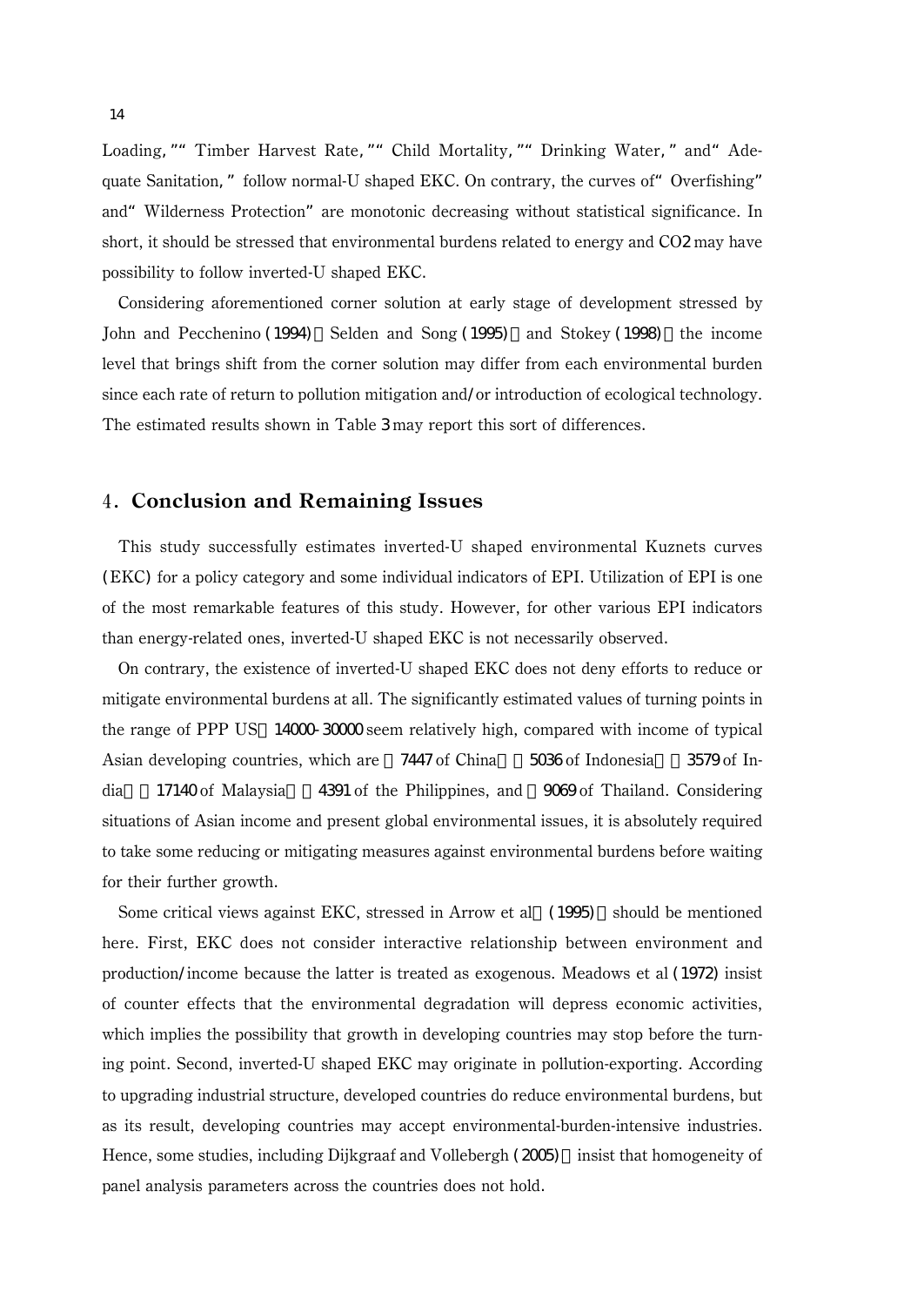Loading," "Timber Harvest Rate," "Child Mortality," "Drinking Water," and "Adequate Sanitation," follow normal-U shaped EKC. On contrary, the curves of "Overfishing" and "Wilderness Protection" are monotonic decreasing without statistical significance. In short, it should be stressed that environmental burdens related to energy and $CO_2$ may have possibility to follow inverted-U shaped EKC.

Considering aforementioned corner solution at early stage of development stressed by John and Pecchenino (1994), Selden and Song (1995), and Stokey (1998), the income level that brings shift from the corner solution may differ from each environmental burden since each rate of return to pollution mitigation and/or introduction of ecological technology. The estimated results shown in Table 3 may report this sort of differences.

## 4. Conclusion and Remaining Issues

This study successfully estimates inverted-U shaped environmental Kuznets curves (EKC) for a policy category and some individual indicators of EPI. Utilization of EPI is one of the most remarkable features of this study. However, for other various EPI indicators than energy-related ones, inverted-U shaped EKC is not necessarily observed.

On contrary, the existence of inverted-U shaped EKC does not deny efforts to reduce or mitigate environmental burdens at all. The significantly estimated values of turning points in the range of PPP US$ 14000-30000 seem relatively high, compared with income of typical Asian developing countries, which are $7447 of China, $5036 of Indonesia, $3579 of India, $17140 of Malaysia, $4391 of the Philippines, and $9069 of Thailand. Considering situations of Asian income and present global environmental issues, it is absolutely required to take some reducing or mitigating measures against environmental burdens before waiting for their further growth.

Some critical views against EKC, stressed in Arrow et al. (1995), should be mentioned here. First, EKC does not consider interactive relationship between environment and production/income because the latter is treated as exogenous. Meadows et al (1972) insist of counter effects that the environmental degradation will depress economic activities, which implies the possibility that growth in developing countries may stop before the turning point. Second, inverted-U shaped EKC may originate in pollution-exporting. According to upgrading industrial structure, developed countries do reduce environmental burdens, but as its result, developing countries may accept environmental-burden-intensive industries. Hence, some studies, including Dijkgraaf and Vollebergh (2005), insist that homogeneity of panel analysis parameters across the countries does not hold.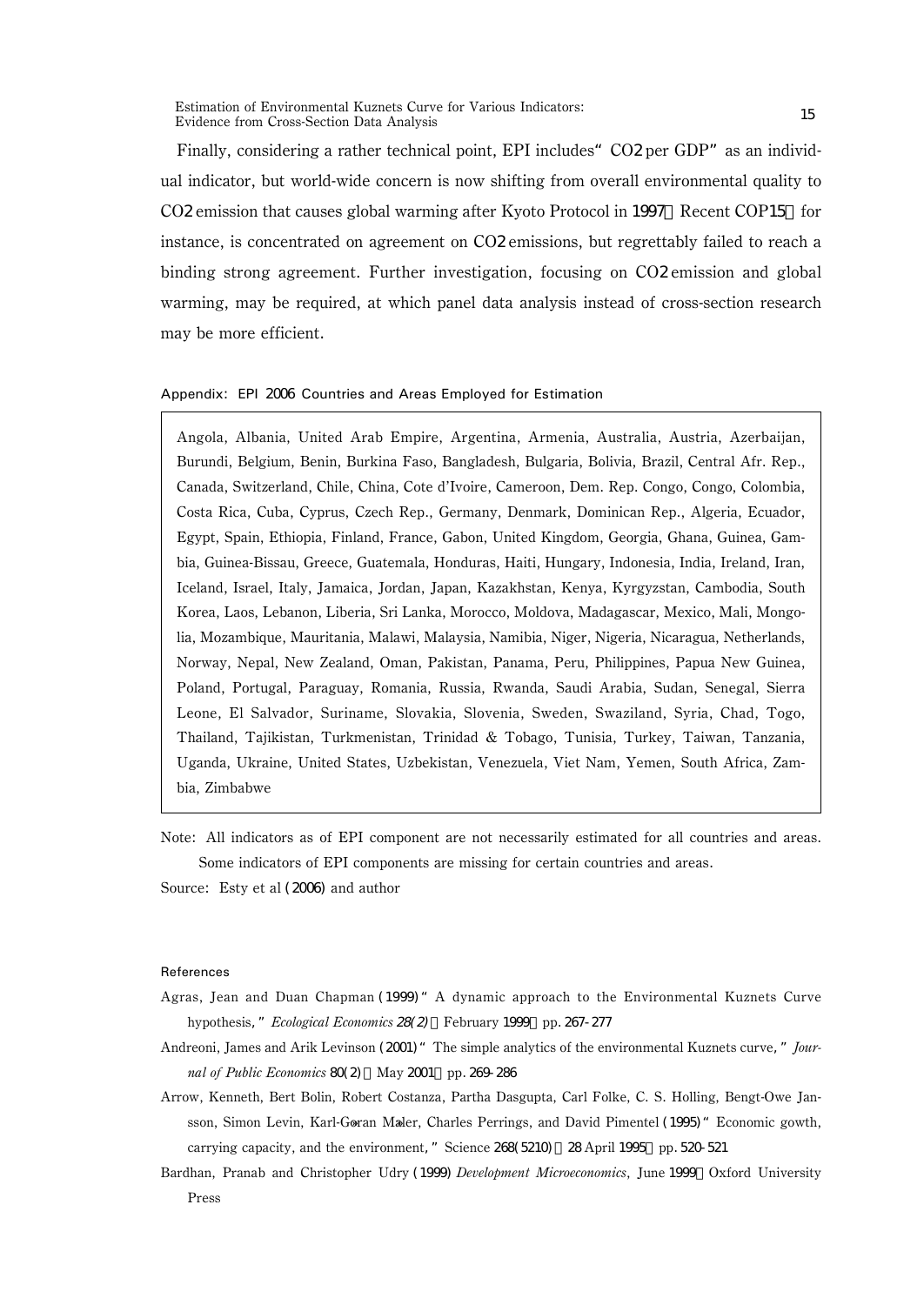Finally, considering a rather technical point, EPI includes "$CO_2$ per GDP" as an individual indicator, but world-wide concern is now shifting from overall environmental quality to $CO_2$ emission that causes global warming after Kyoto Protocol in 1997. Recent COP15, for instance, is concentrated on agreement on $CO_2$ emissions, but regrettably failed to reach a binding strong agreement. Further investigation, focusing on $CO_2$ emission and global warming, may be required, at which panel data analysis instead of cross-section research may be more efficient.

### Appendix: EPI 2006 Countries and Areas Employed for Estimation

Angola, Albania, United Arab Empire, Argentina, Armenia, Australia, Austria, Azerbaijan, Burundi, Belgium, Benin, Burkina Faso, Bangladesh, Bulgaria, Bolivia, Brazil, Central Afr. Rep., Canada, Switzerland, Chile, China, Cote d'Ivoire, Cameroon, Dem. Rep. Congo, Congo, Colombia, Costa Rica, Cuba, Cyprus, Czech Rep., Germany, Denmark, Dominican Rep., Algeria, Ecuador, Egypt, Spain, Ethiopia, Finland, France, Gabon, United Kingdom, Georgia, Ghana, Guinea, Gambia, Guinea-Bissau, Greece, Guatemala, Honduras, Haiti, Hungary, Indonesia, India, Ireland, Iran, Iceland, Israel, Italy, Jamaica, Jordan, Japan, Kazakhstan, Kenya, Kyrgyzstan, Cambodia, South Korea, Laos, Lebanon, Liberia, Sri Lanka, Morocco, Moldova, Madagascar, Mexico, Mali, Mongolia, Mozambique, Mauritania, Malawi, Malaysia, Namibia, Niger, Nigeria, Nicaragua, Netherlands, Norway, Nepal, New Zealand, Oman, Pakistan, Panama, Peru, Philippines, Papua New Guinea, Poland, Portugal, Paraguay, Romania, Russia, Rwanda, Saudi Arabia, Sudan, Senegal, Sierra Leone, El Salvador, Suriname, Slovakia, Slovenia, Sweden, Swaziland, Syria, Chad, Togo, Thailand, Tajikistan, Turkmenistan, Trinidad & Tobago, Tunisia, Turkey, Taiwan, Tanzania, Uganda, Ukraine, United States, Uzbekistan, Venezuela, Viet Nam, Yemen, South Africa, Zambia, Zimbabwe

Note: All indicators as of EPI component are not necessarily estimated for all countries and areas. Some indicators of EPI components are missing for certain countries and areas.

Source: Esty et al (2006) and author

### References

Agras, Jean and Duan Chapman (1999) "A dynamic approach to the Environmental Kuznets Curve hypothesis," *Ecological Economics 28(2)*, February 1999, pp. 267-277

Andreoni, James and Arik Levinson (2001) "The simple analytics of the environmental Kuznets curve," *Journal of Public Economics* 80(2), May 2001, pp. 269-286

Arrow, Kenneth, Bert Bolin, Robert Costanza, Partha Dasgupta, Carl Folke, C. S. Holling, Bengt-Owe Jansson, Simon Levin, Karl-Göran Mäler, Charles Perrings, and David Pimentel (1995) "Economic gowth, carrying capacity, and the environment," Science 268(5210), 28 April 1995, pp. 520-521

Bardhan, Pranab and Christopher Udry (1999) *Development Microeconomics*, June 1999, Oxford University Press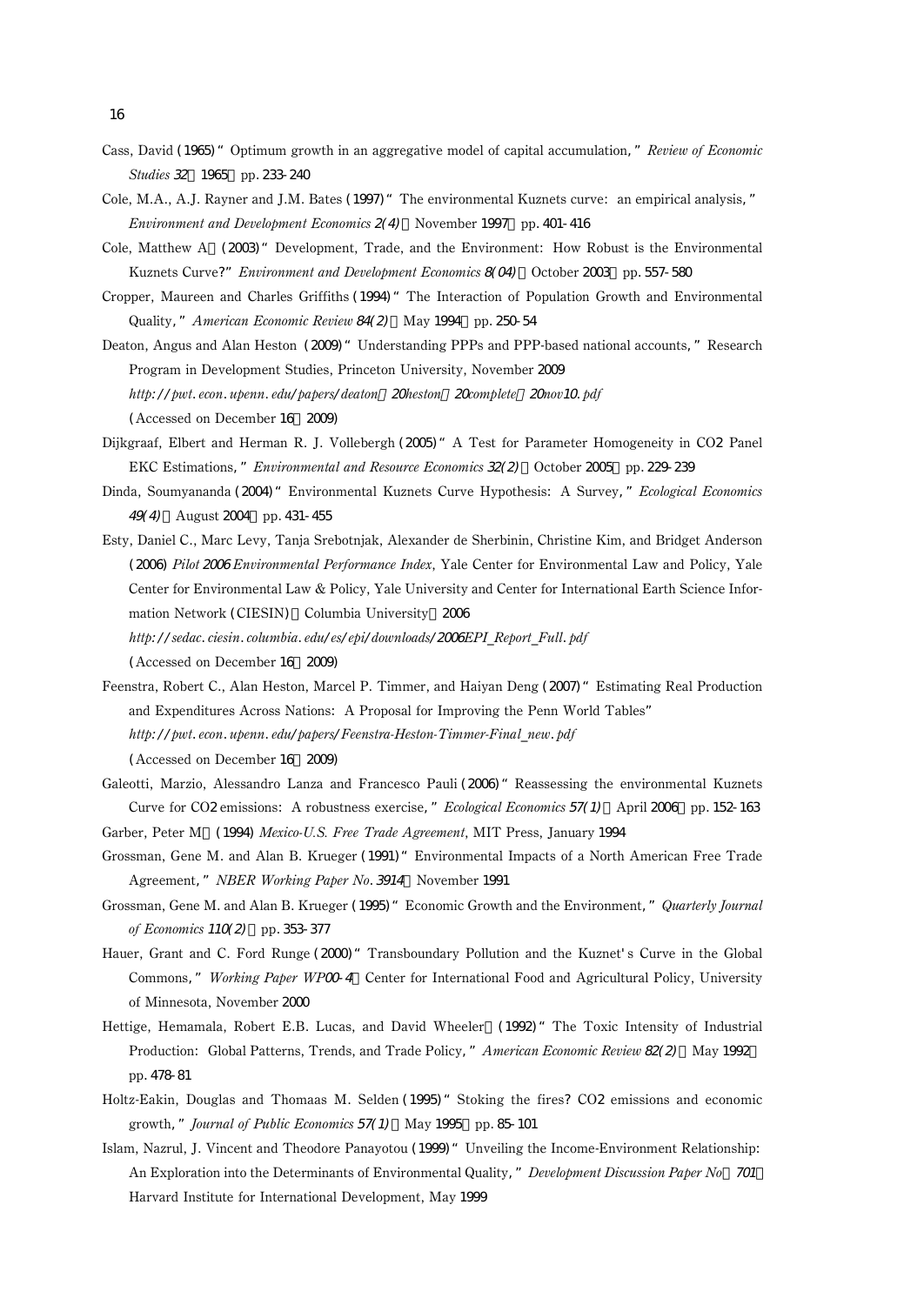Cass, David (1965) "Optimum growth in an aggregative model of capital accumulation," *Review of Economic Studies 32*, 1965, pp. 233-240

Cole, M.A., A.J. Rayner and J.M. Bates (1997) "The environmental Kuznets curve: an empirical analysis," *Environment and Development Economics 2(4)*, November 1997, pp. 401-416

Cole, Matthew A. (2003) "Development, Trade, and the Environment: How Robust is the Environmental Kuznets Curve?" *Environment and Development Economics 8(04)*, October 2003, pp. 557-580

Cropper, Maureen and Charles Griffiths (1994) "The Interaction of Population Growth and Environmental Quality," *American Economic Review 84(2)*, May 1994, pp. 250-54

Deaton, Angus and Alan Heston (2009) "Understanding PPPs and PPP-based national accounts," Research Program in Development Studies, Princeton University, November 2009
*http://pwt.econ.upenn.edu/papers/deaton%20heston%20complete%20nov10.pdf*
(Accessed on December 16, 2009)

Dijkgraaf, Elbert and Herman R. J. Vollebergh (2005) "A Test for Parameter Homogeneity in CO2 Panel EKC Estimations," *Environmental and Resource Economics 32(2)*, October 2005, pp. 229-239

Dinda, Soumyananda (2004) "Environmental Kuznets Curve Hypothesis: A Survey," *Ecological Economics 49(4)*, August 2004, pp. 431-455

Esty, Daniel C., Marc Levy, Tanja Srebotnjak, Alexander de Sherbinin, Christine Kim, and Bridget Anderson (2006) *Pilot 2006 Environmental Performance Index*, Yale Center for Environmental Law and Policy, Yale Center for Environmental Law & Policy, Yale University and Center for International Earth Science Information Network (CIESIN), Columbia University, 2006
*http://sedac.ciesin.columbia.edu/es/epi/downloads/2006EPI_Report_Full.pdf*
(Accessed on December 16, 2009)

Feenstra, Robert C., Alan Heston, Marcel P. Timmer, and Haiyan Deng (2007) "Estimating Real Production and Expenditures Across Nations: A Proposal for Improving the Penn World Tables"
*http://pwt.econ.upenn.edu/papers/Feenstra-Heston-Timmer-Final_new.pdf*
(Accessed on December 16, 2009)

Galeotti, Marzio, Alessandro Lanza and Francesco Pauli (2006) "Reassessing the environmental Kuznets Curve for CO2 emissions: A robustness exercise," *Ecological Economics 57(1)*, April 2006, pp. 152-163

Garber, Peter M. (1994) *Mexico-U.S. Free Trade Agreement*, MIT Press, January 1994

Grossman, Gene M. and Alan B. Krueger (1991) "Environmental Impacts of a North American Free Trade Agreement," *NBER Working Paper No. 3914*, November 1991

Grossman, Gene M. and Alan B. Krueger (1995) "Economic Growth and the Environment," *Quarterly Journal of Economics 110(2)*, pp. 353-377

Hauer, Grant and C. Ford Runge (2000) "Transboundary Pollution and the Kuznet's Curve in the Global Commons," *Working Paper WP00-4*, Center for International Food and Agricultural Policy, University of Minnesota, November 2000

Hettige, Hemamala, Robert E.B. Lucas, and David Wheeler (1992) "The Toxic Intensity of Industrial Production: Global Patterns, Trends, and Trade Policy," *American Economic Review 82(2)*, May 1992, pp. 478-81

Holtz-Eakin, Douglas and Thomaas M. Selden (1995) "Stoking the fires? CO2 emissions and economic growth," *Journal of Public Economics 57(1)*, May 1995, pp. 85-101

Islam, Nazrul, J. Vincent and Theodore Panayotou (1999) "Unveiling the Income-Environment Relationship: An Exploration into the Determinants of Environmental Quality," *Development Discussion Paper No. 701*, Harvard Institute for International Development, May 1999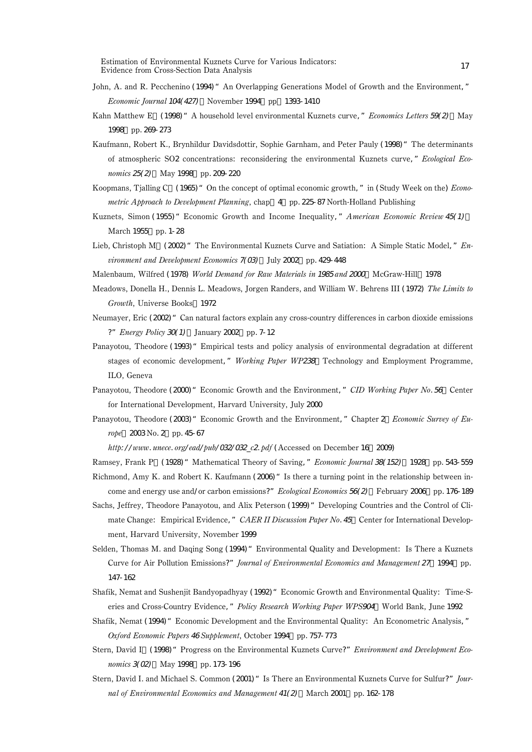John, A. and R. Pecchenino (1994) " An Overlapping Generations Model of Growth and the Environment, " *Economic Journal 104(427)*, November 1994, pp. 1393-1410

Kahn Matthew E. (1998) " A household level environmental Kuznets curve, " *Economics Letters 59(2)*, May 1998, pp. 269-273

Kaufmann, Robert K., Brynhildur Davidsdottir, Sophie Garnham, and Peter Pauly (1998) " The determinants of atmospheric SO2 concentrations: reconsidering the environmental Kuznets curve, " *Ecological Economics 25(2)*, May 1998, pp. 209-220

Koopmans, Tjalling C. (1965) " On the concept of optimal economic growth, " in (Study Week on the) *Econometric Approach to Development Planning*, chap. 4, pp. 225-87 North-Holland Publishing

Kuznets, Simon (1955) " Economic Growth and Income Inequality, " *American Economic Review 45(1)*, March 1955, pp. 1-28

Lieb, Christoph M. (2002) " The Environmental Kuznets Curve and Satiation: A Simple Static Model, " *Environment and Development Economics 7(03)*, July 2002, pp. 429-448

Malenbaum, Wilfred (1978) *World Demand for Raw Materials in 1985 and 2000*, McGraw-Hill, 1978

Meadows, Donella H., Dennis L. Meadows, Jorgen Randers, and William W. Behrens III (1972) *The Limits to Growth*, Universe Books, 1972

Neumayer, Eric (2002) " Can natural factors explain any cross-country differences in carbon dioxide emissions ?" *Energy Policy 30(1)*, January 2002, pp. 7-12

Panayotou, Theodore (1993) " Empirical tests and policy analysis of environmental degradation at different stages of economic development, " *Working Paper WP238*, Technology and Employment Programme, ILO, Geneva

Panayotou, Theodore (2000) " Economic Growth and the Environment, " *CID Working Paper No. 56*, Center for International Development, Harvard University, July 2000

Panayotou, Theodore (2003) " Economic Growth and the Environment, " Chapter 2, *Economic Survey of Europe*, 2003 No. 2, pp. 45-67

*http://www.unece.org/ead/pub/032/032_c2.pdf* (Accessed on December 16, 2009)

Ramsey, Frank P. (1928) " Mathematical Theory of Saving, " *Economic Journal 38(152)*, 1928, pp. 543-559

Richmond, Amy K. and Robert K. Kaufmann (2006) " Is there a turning point in the relationship between income and energy use and/or carbon emissions?" *Ecological Economics 56(2)*, February 2006, pp. 176-189

Sachs, Jeffrey, Theodore Panayotou, and Alix Peterson (1999) " Developing Countries and the Control of Climate Change: Empirical Evidence, " *CAER II Discussion Paper No. 45*, Center for International Development, Harvard University, November 1999

Selden, Thomas M. and Daqing Song (1994) " Environmental Quality and Development: Is There a Kuznets Curve for Air Pollution Emissions?" *Journal of Environmental Economics and Management 27*, 1994, pp. 147-162

Shafik, Nemat and Sushenjit Bandyopadhyay (1992) " Economic Growth and Environmental Quality: Time-Series and Cross-Country Evidence, " *Policy Research Working Paper WPS904*, World Bank, June 1992

Shafik, Nemat (1994) " Economic Development and the Environmental Quality: An Econometric Analysis, " *Oxford Economic Papers 46 Supplement*, October 1994, pp. 757-773

Stern, David I. (1998) " Progress on the Environmental Kuznets Curve?" *Environment and Development Economics 3(02)*, May 1998, pp. 173-196

Stern, David I. and Michael S. Common (2001) " Is There an Environmental Kuznets Curve for Sulfur?" *Journal of Environmental Economics and Management 41(2)*, March 2001, pp. 162-178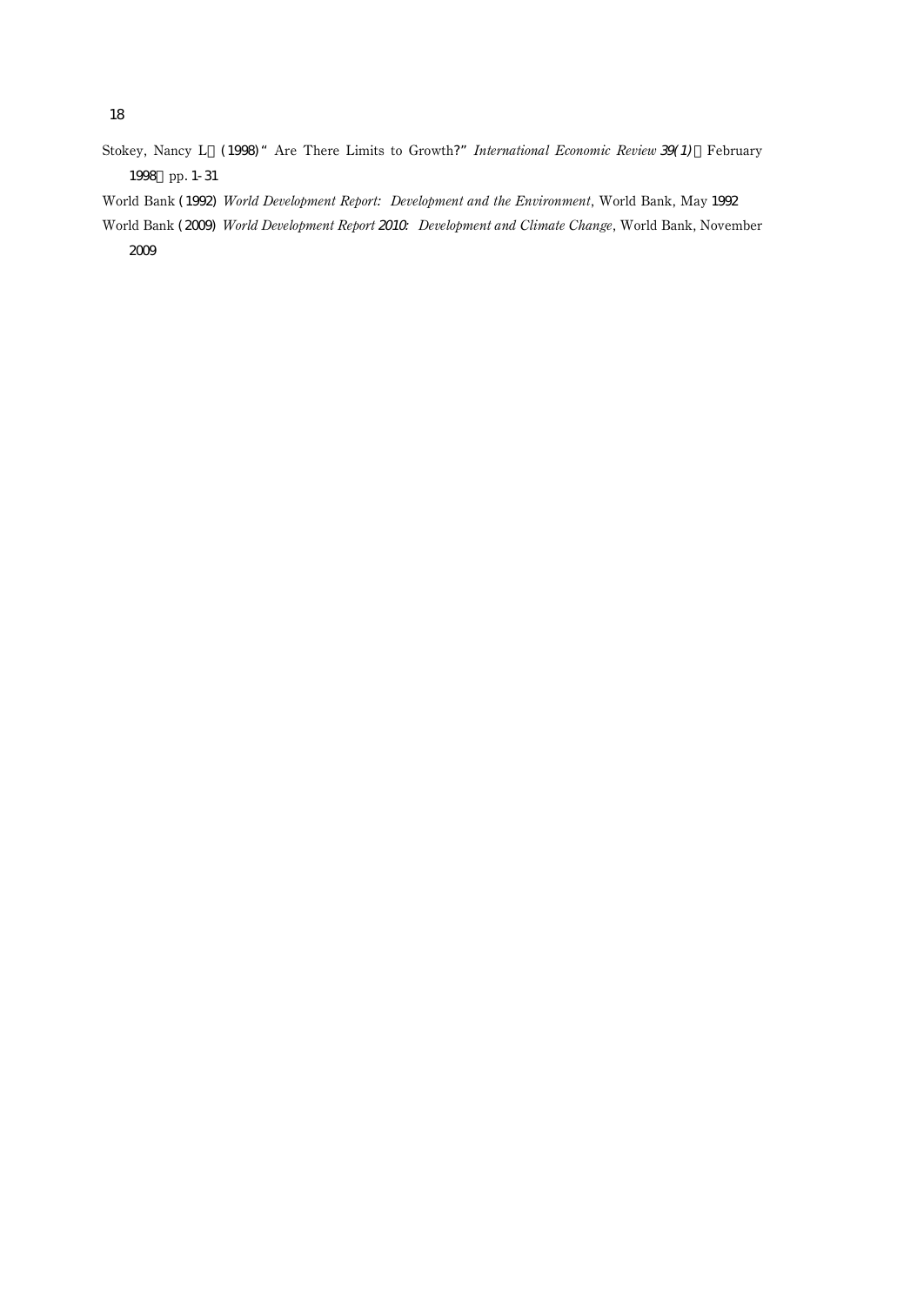Stokey, Nancy L．(1998) "Are There Limits to Growth?" *International Economic Review 39(1)*，February 1998，pp. 1-31

World Bank (1992) *World Development Report: Development and the Environment*, World Bank, May 1992

World Bank (2009) *World Development Report 2010: Development and Climate Change*, World Bank, November 2009